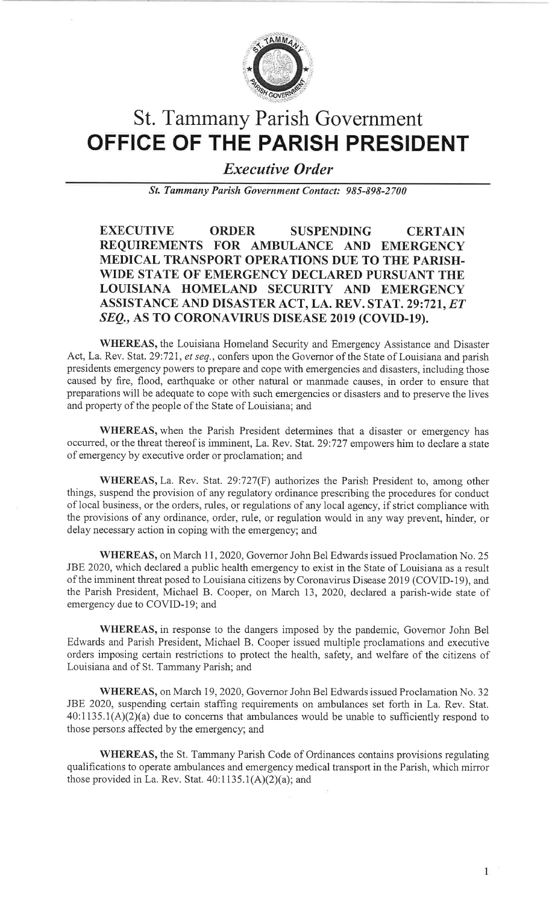# St. Tammany Parish Government

# OFFICE OF THE PARISH PRESIDENT

## *Executive Order*

***St. Tammany Parish Government Contact: 985-898-2700***

### EXECUTIVE ORDER SUSPENDING CERTAIN REQUIREMENTS FOR AMBULANCE AND EMERGENCY MEDICAL TRANSPORT OPERATIONS DUE TO THE PARISH-WIDE STATE OF EMERGENCY DECLARED PURSUANT THE LOUISIANA HOMELAND SECURITY AND EMERGENCY ASSISTANCE AND DISASTER ACT, LA. REV. STAT. 29:721, *ET SEQ.*, AS TO CORONAVIRUS DISEASE 2019 (COVID-19).

**WHEREAS,** the Louisiana Homeland Security and Emergency Assistance and Disaster Act, La. Rev. Stat. 29:721, *et seq.*, confers upon the Governor of the State of Louisiana and parish presidents emergency powers to prepare and cope with emergencies and disasters, including those caused by fire, flood, earthquake or other natural or manmade causes, in order to ensure that preparations will be adequate to cope with such emergencies or disasters and to preserve the lives and property of the people of the State of Louisiana; and

**WHEREAS,** when the Parish President determines that a disaster or emergency has occurred, or the threat thereof is imminent, La. Rev. Stat. 29:727 empowers him to declare a state of emergency by executive order or proclamation; and

**WHEREAS,** La. Rev. Stat. 29:727(F) authorizes the Parish President to, among other things, suspend the provision of any regulatory ordinance prescribing the procedures for conduct of local business, or the orders, rules, or regulations of any local agency, if strict compliance with the provisions of any ordinance, order, rule, or regulation would in any way prevent, hinder, or delay necessary action in coping with the emergency; and

**WHEREAS,** on March 11, 2020, Governor John Bel Edwards issued Proclamation No. 25 JBE 2020, which declared a public health emergency to exist in the State of Louisiana as a result of the imminent threat posed to Louisiana citizens by Coronavirus Disease 2019 (COVID-19), and the Parish President, Michael B. Cooper, on March 13, 2020, declared a parish-wide state of emergency due to COVID-19; and

**WHEREAS,** in response to the dangers imposed by the pandemic, Governor John Bel Edwards and Parish President, Michael B. Cooper issued multiple proclamations and executive orders imposing certain restrictions to protect the health, safety, and welfare of the citizens of Louisiana and of St. Tammany Parish; and

**WHEREAS,** on March 19, 2020, Governor John Bel Edwards issued Proclamation No. 32 JBE 2020, suspending certain staffing requirements on ambulances set forth in La. Rev. Stat. 40:1135.1(A)(2)(a) due to concerns that ambulances would be unable to sufficiently respond to those persons affected by the emergency; and

**WHEREAS,** the St. Tammany Parish Code of Ordinances contains provisions regulating qualifications to operate ambulances and emergency medical transport in the Parish, which mirror those provided in La. Rev. Stat. 40:1135.1(A)(2)(a); and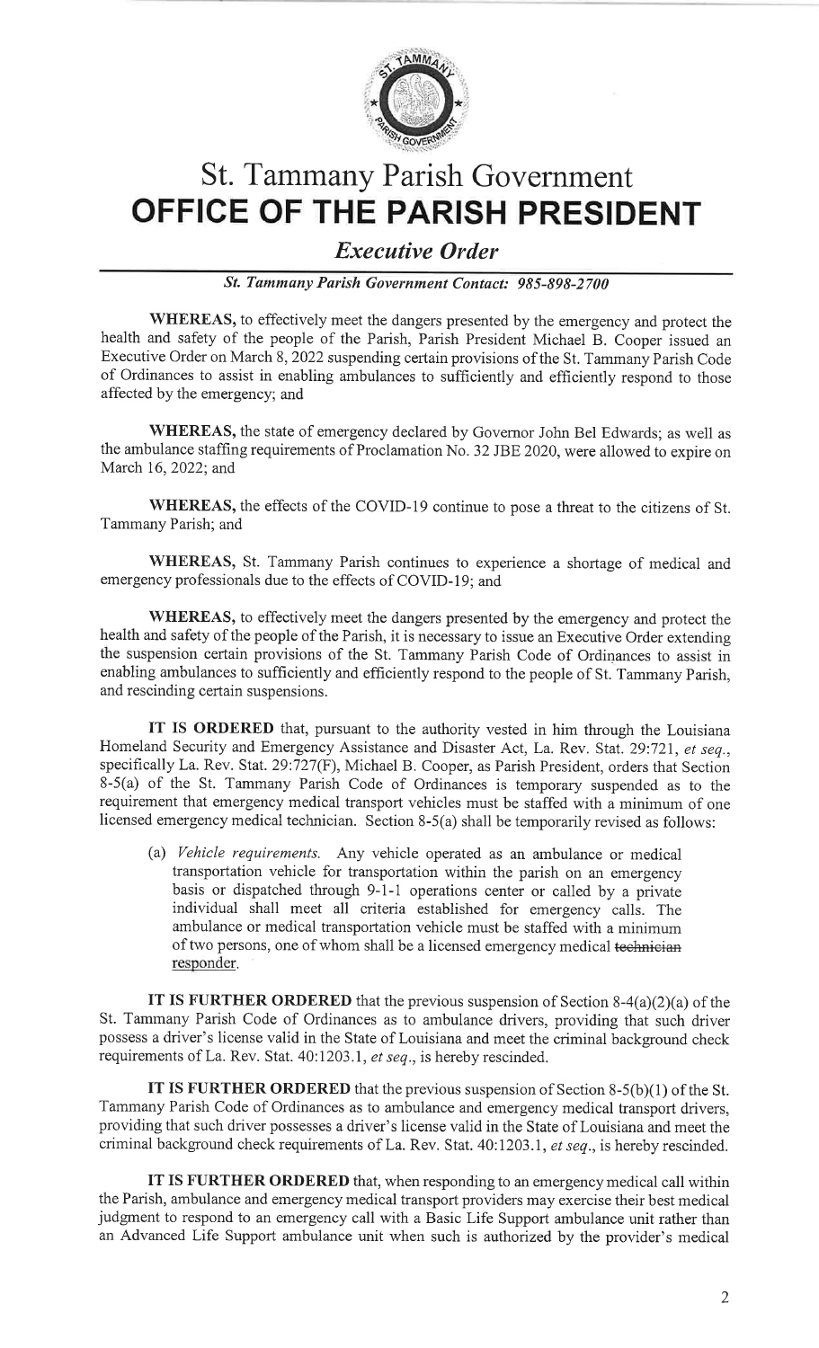# St. Tammany Parish Government

# OFFICE OF THE PARISH PRESIDENT

## *Executive Order*

***St. Tammany Parish Government Contact: 985-898-2700***

**WHEREAS,** to effectively meet the dangers presented by the emergency and protect the health and safety of the people of the Parish, Parish President Michael B. Cooper issued an Executive Order on March 8, 2022 suspending certain provisions of the St. Tammany Parish Code of Ordinances to assist in enabling ambulances to sufficiently and efficiently respond to those affected by the emergency; and

**WHEREAS,** the state of emergency declared by Governor John Bel Edwards; as well as the ambulance staffing requirements of Proclamation No. 32 JBE 2020, were allowed to expire on March 16, 2022; and

**WHEREAS,** the effects of the COVID-19 continue to pose a threat to the citizens of St. Tammany Parish; and

**WHEREAS,** St. Tammany Parish continues to experience a shortage of medical and emergency professionals due to the effects of COVID-19; and

**WHEREAS,** to effectively meet the dangers presented by the emergency and protect the health and safety of the people of the Parish, it is necessary to issue an Executive Order extending the suspension certain provisions of the St. Tammany Parish Code of Ordinances to assist in enabling ambulances to sufficiently and efficiently respond to the people of St. Tammany Parish, and rescinding certain suspensions.

**IT IS ORDERED** that, pursuant to the authority vested in him through the Louisiana Homeland Security and Emergency Assistance and Disaster Act, La. Rev. Stat. 29:721, *et seq.*, specifically La. Rev. Stat. 29:727(F), Michael B. Cooper, as Parish President, orders that Section 8-5(a) of the St. Tammany Parish Code of Ordinances is temporary suspended as to the requirement that emergency medical transport vehicles must be staffed with a minimum of one licensed emergency medical technician. Section 8-5(a) shall be temporarily revised as follows:

> (a) *Vehicle requirements.* Any vehicle operated as an ambulance or medical transportation vehicle for transportation within the parish on an emergency basis or dispatched through 9-1-1 operations center or called by a private individual shall meet all criteria established for emergency calls. The ambulance or medical transportation vehicle must be staffed with a minimum of two persons, one of whom shall be a licensed emergency medical ~~technician~~ <u>responder</u>.

**IT IS FURTHER ORDERED** that the previous suspension of Section 8-4(a)(2)(a) of the St. Tammany Parish Code of Ordinances as to ambulance drivers, providing that such driver possess a driver's license valid in the State of Louisiana and meet the criminal background check requirements of La. Rev. Stat. 40:1203.1, *et seq.*, is hereby rescinded.

**IT IS FURTHER ORDERED** that the previous suspension of Section 8-5(b)(1) of the St. Tammany Parish Code of Ordinances as to ambulance and emergency medical transport drivers, providing that such driver possesses a driver's license valid in the State of Louisiana and meet the criminal background check requirements of La. Rev. Stat. 40:1203.1, *et seq.*, is hereby rescinded.

**IT IS FURTHER ORDERED** that, when responding to an emergency medical call within the Parish, ambulance and emergency medical transport providers may exercise their best medical judgment to respond to an emergency call with a Basic Life Support ambulance unit rather than an Advanced Life Support ambulance unit when such is authorized by the provider's medical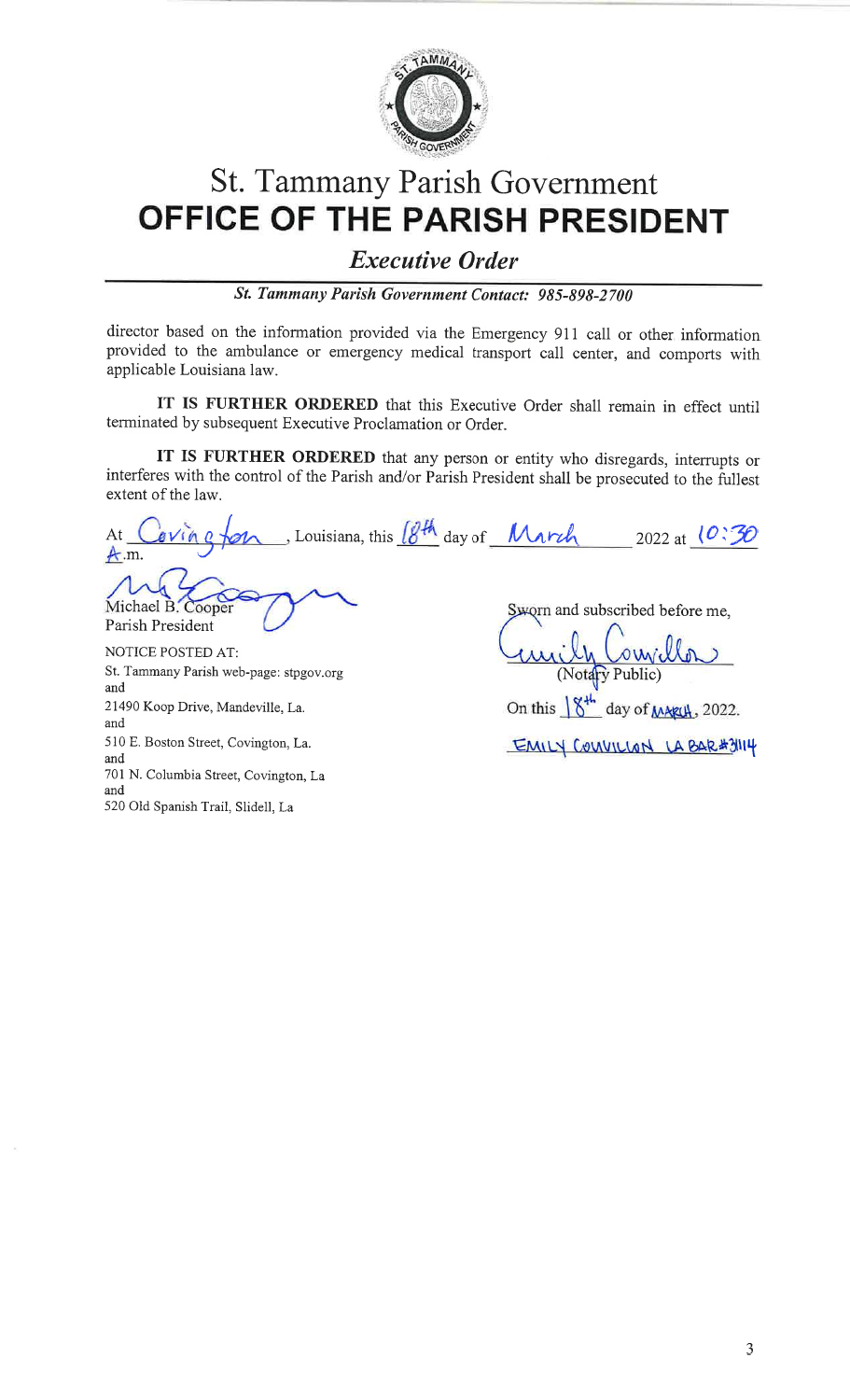# St. Tammany Parish Government
# OFFICE OF THE PARISH PRESIDENT

## *Executive Order*

***St. Tammany Parish Government Contact: 985-898-2700***

director based on the information provided via the Emergency 911 call or other information provided to the ambulance or emergency medical transport call center, and comports with applicable Louisiana law.

**IT IS FURTHER ORDERED** that this Executive Order shall remain in effect until terminated by subsequent Executive Proclamation or Order.

**IT IS FURTHER ORDERED** that any person or entity who disregards, interrupts or interferes with the control of the Parish and/or Parish President shall be prosecuted to the fullest extent of the law.

At Covington, Louisiana, this 18th day of March 2022 at 10:30 A.m.

Michael B. Cooper
Parish President

NOTICE POSTED AT:
St. Tammany Parish web-page: stpgov.org
and
21490 Koop Drive, Mandeville, La.
and
510 E. Boston Street, Covington, La.
and
701 N. Columbia Street, Covington, La
and
520 Old Spanish Trail, Slidell, La

Sworn and subscribed before me,

(Notary Public)

On this 18th day of MARCH, 2022.

EMILY COUVILLON LA BAR#31114